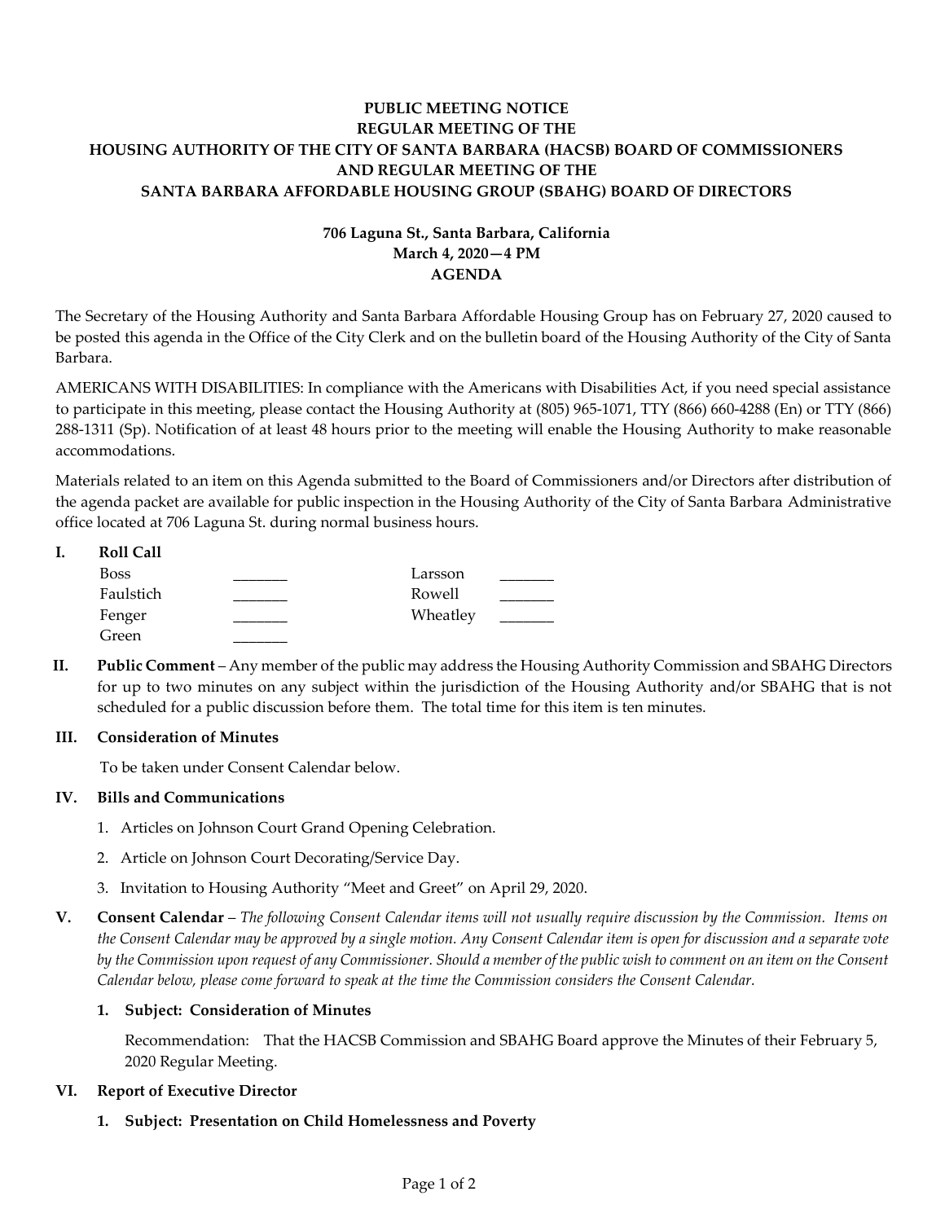**PUBLIC MEETING NOTICE**
**REGULAR MEETING OF THE**
**HOUSING AUTHORITY OF THE CITY OF SANTA BARBARA (HACSB) BOARD OF COMMISSIONERS**
**AND REGULAR MEETING OF THE**
**SANTA BARBARA AFFORDABLE HOUSING GROUP (SBAHG) BOARD OF DIRECTORS**

**706 Laguna St., Santa Barbara, California**
**March 4, 2020—4 PM**
**AGENDA**

The Secretary of the Housing Authority and Santa Barbara Affordable Housing Group has on February 27, 2020 caused to be posted this agenda in the Office of the City Clerk and on the bulletin board of the Housing Authority of the City of Santa Barbara.

AMERICANS WITH DISABILITIES: In compliance with the Americans with Disabilities Act, if you need special assistance to participate in this meeting, please contact the Housing Authority at (805) 965-1071, TTY (866) 660-4288 (En) or TTY (866) 288-1311 (Sp). Notification of at least 48 hours prior to the meeting will enable the Housing Authority to make reasonable accommodations.

Materials related to an item on this Agenda submitted to the Board of Commissioners and/or Directors after distribution of the agenda packet are available for public inspection in the Housing Authority of the City of Santa Barbara Administrative office located at 706 Laguna St. during normal business hours.

**I. Roll Call**

| | | | |
|---|---|---|---|
| Boss | _______ | Larsson | _______ |
| Faulstich | _______ | Rowell | _______ |
| Fenger | _______ | Wheatley | _______ |
| Green | _______ | | |

**II. Public Comment** – Any member of the public may address the Housing Authority Commission and SBAHG Directors for up to two minutes on any subject within the jurisdiction of the Housing Authority and/or SBAHG that is not scheduled for a public discussion before them. The total time for this item is ten minutes.

**III. Consideration of Minutes**

To be taken under Consent Calendar below.

**IV. Bills and Communications**

1. Articles on Johnson Court Grand Opening Celebration.
2. Article on Johnson Court Decorating/Service Day.
3. Invitation to Housing Authority "Meet and Greet" on April 29, 2020.

**V. Consent Calendar** – *The following Consent Calendar items will not usually require discussion by the Commission. Items on the Consent Calendar may be approved by a single motion. Any Consent Calendar item is open for discussion and a separate vote by the Commission upon request of any Commissioner. Should a member of the public wish to comment on an item on the Consent Calendar below, please come forward to speak at the time the Commission considers the Consent Calendar.*

**1. Subject: Consideration of Minutes**

Recommendation: That the HACSB Commission and SBAHG Board approve the Minutes of their February 5, 2020 Regular Meeting.

**VI. Report of Executive Director**

**1. Subject: Presentation on Child Homelessness and Poverty**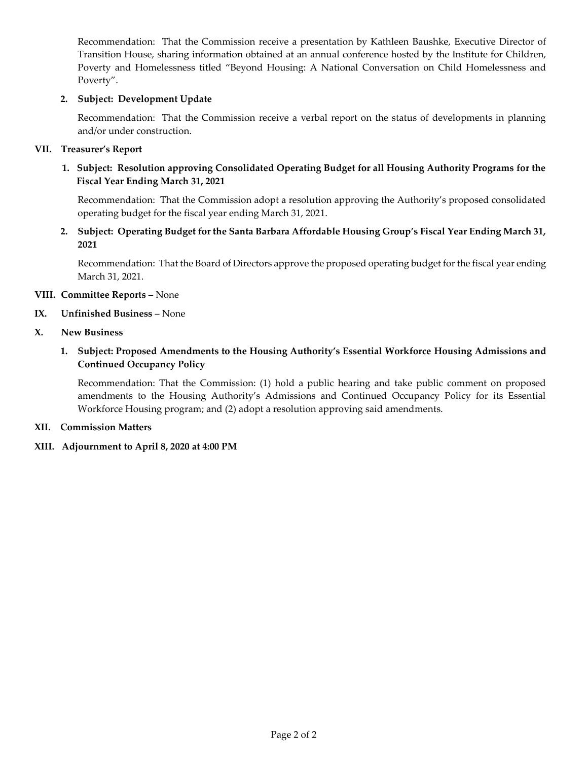Recommendation: That the Commission receive a presentation by Kathleen Baushke, Executive Director of Transition House, sharing information obtained at an annual conference hosted by the Institute for Children, Poverty and Homelessness titled "Beyond Housing: A National Conversation on Child Homelessness and Poverty".

**2. Subject: Development Update**

Recommendation: That the Commission receive a verbal report on the status of developments in planning and/or under construction.

**VII. Treasurer's Report**

**1. Subject: Resolution approving Consolidated Operating Budget for all Housing Authority Programs for the Fiscal Year Ending March 31, 2021**

Recommendation: That the Commission adopt a resolution approving the Authority's proposed consolidated operating budget for the fiscal year ending March 31, 2021.

**2. Subject: Operating Budget for the Santa Barbara Affordable Housing Group's Fiscal Year Ending March 31, 2021**

Recommendation: That the Board of Directors approve the proposed operating budget for the fiscal year ending March 31, 2021.

**VIII. Committee Reports** – None

**IX. Unfinished Business** – None

**X. New Business**

**1. Subject: Proposed Amendments to the Housing Authority's Essential Workforce Housing Admissions and Continued Occupancy Policy**

Recommendation: That the Commission: (1) hold a public hearing and take public comment on proposed amendments to the Housing Authority's Admissions and Continued Occupancy Policy for its Essential Workforce Housing program; and (2) adopt a resolution approving said amendments.

**XII. Commission Matters**

**XIII. Adjournment to April 8, 2020 at 4:00 PM**